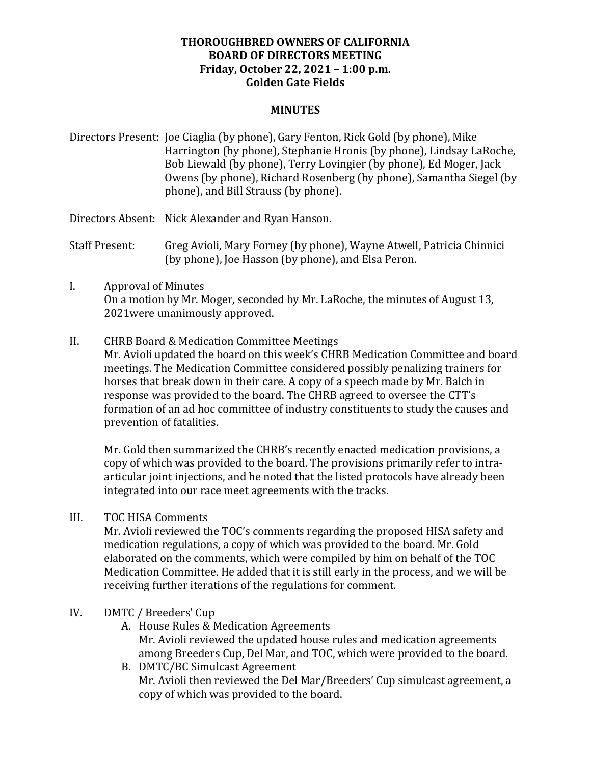**THOROUGHBRED OWNERS OF CALIFORNIA**
**BOARD OF DIRECTORS MEETING**
**Friday, October 22, 2021 – 1:00 p.m.**
**Golden Gate Fields**

**MINUTES**

Directors Present: Joe Ciaglia (by phone), Gary Fenton, Rick Gold (by phone), Mike Harrington (by phone), Stephanie Hronis (by phone), Lindsay LaRoche, Bob Liewald (by phone), Terry Lovingier (by phone), Ed Moger, Jack Owens (by phone), Richard Rosenberg (by phone), Samantha Siegel (by phone), and Bill Strauss (by phone).

Directors Absent: Nick Alexander and Ryan Hanson.

Staff Present: Greg Avioli, Mary Forney (by phone), Wayne Atwell, Patricia Chinnici (by phone), Joe Hasson (by phone), and Elsa Peron.

I. Approval of Minutes
On a motion by Mr. Moger, seconded by Mr. LaRoche, the minutes of August 13, 2021were unanimously approved.

II. CHRB Board & Medication Committee Meetings
Mr. Avioli updated the board on this week's CHRB Medication Committee and board meetings. The Medication Committee considered possibly penalizing trainers for horses that break down in their care. A copy of a speech made by Mr. Balch in response was provided to the board. The CHRB agreed to oversee the CTT's formation of an ad hoc committee of industry constituents to study the causes and prevention of fatalities.

Mr. Gold then summarized the CHRB's recently enacted medication provisions, a copy of which was provided to the board. The provisions primarily refer to intra-articular joint injections, and he noted that the listed protocols have already been integrated into our race meet agreements with the tracks.

III. TOC HISA Comments
Mr. Avioli reviewed the TOC's comments regarding the proposed HISA safety and medication regulations, a copy of which was provided to the board. Mr. Gold elaborated on the comments, which were compiled by him on behalf of the TOC Medication Committee. He added that it is still early in the process, and we will be receiving further iterations of the regulations for comment.

IV. DMTC / Breeders' Cup
   A. House Rules & Medication Agreements
   Mr. Avioli reviewed the updated house rules and medication agreements among Breeders Cup, Del Mar, and TOC, which were provided to the board.
   B. DMTC/BC Simulcast Agreement
   Mr. Avioli then reviewed the Del Mar/Breeders' Cup simulcast agreement, a copy of which was provided to the board.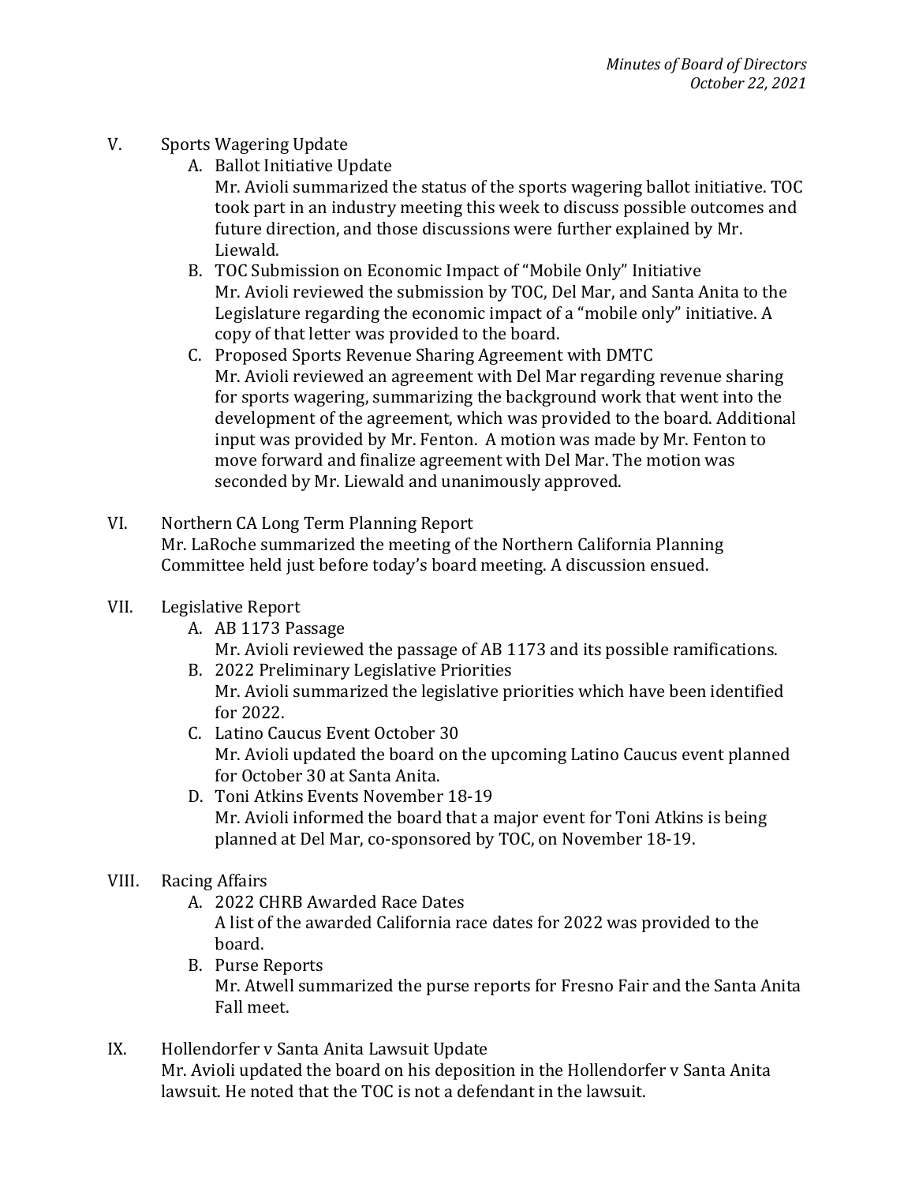V. Sports Wagering Update

A. Ballot Initiative Update

Mr. Avioli summarized the status of the sports wagering ballot initiative. TOC took part in an industry meeting this week to discuss possible outcomes and future direction, and those discussions were further explained by Mr. Liewald.

B. TOC Submission on Economic Impact of "Mobile Only" Initiative

Mr. Avioli reviewed the submission by TOC, Del Mar, and Santa Anita to the Legislature regarding the economic impact of a "mobile only" initiative. A copy of that letter was provided to the board.

C. Proposed Sports Revenue Sharing Agreement with DMTC

Mr. Avioli reviewed an agreement with Del Mar regarding revenue sharing for sports wagering, summarizing the background work that went into the development of the agreement, which was provided to the board. Additional input was provided by Mr. Fenton. A motion was made by Mr. Fenton to move forward and finalize agreement with Del Mar. The motion was seconded by Mr. Liewald and unanimously approved.

VI. Northern CA Long Term Planning Report

Mr. LaRoche summarized the meeting of the Northern California Planning Committee held just before today's board meeting. A discussion ensued.

VII. Legislative Report

A. AB 1173 Passage

Mr. Avioli reviewed the passage of AB 1173 and its possible ramifications.

B. 2022 Preliminary Legislative Priorities

Mr. Avioli summarized the legislative priorities which have been identified for 2022.

C. Latino Caucus Event October 30

Mr. Avioli updated the board on the upcoming Latino Caucus event planned for October 30 at Santa Anita.

D. Toni Atkins Events November 18-19

Mr. Avioli informed the board that a major event for Toni Atkins is being planned at Del Mar, co-sponsored by TOC, on November 18-19.

VIII. Racing Affairs

A. 2022 CHRB Awarded Race Dates

A list of the awarded California race dates for 2022 was provided to the board.

B. Purse Reports

Mr. Atwell summarized the purse reports for Fresno Fair and the Santa Anita Fall meet.

IX. Hollendorfer v Santa Anita Lawsuit Update

Mr. Avioli updated the board on his deposition in the Hollendorfer v Santa Anita lawsuit. He noted that the TOC is not a defendant in the lawsuit.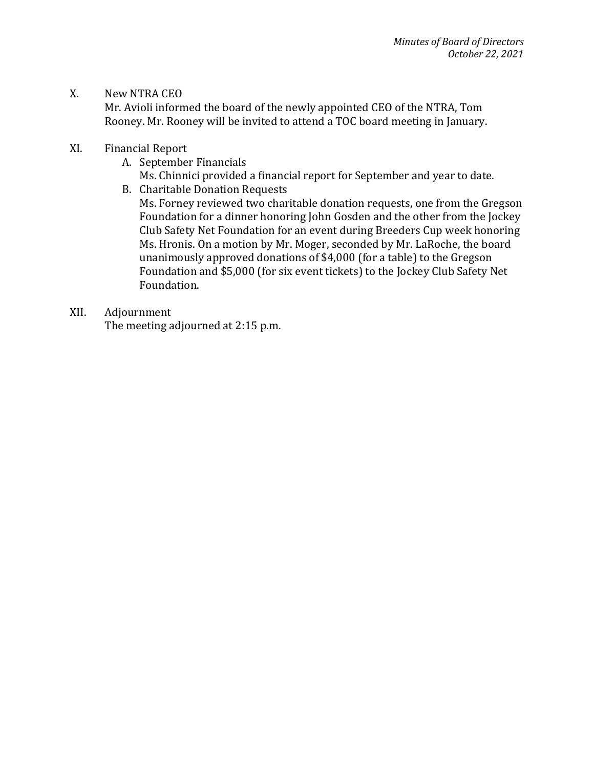X. New NTRA CEO

Mr. Avioli informed the board of the newly appointed CEO of the NTRA, Tom Rooney. Mr. Rooney will be invited to attend a TOC board meeting in January.

XI. Financial Report

A. September Financials

Ms. Chinnici provided a financial report for September and year to date.

B. Charitable Donation Requests

Ms. Forney reviewed two charitable donation requests, one from the Gregson Foundation for a dinner honoring John Gosden and the other from the Jockey Club Safety Net Foundation for an event during Breeders Cup week honoring Ms. Hronis. On a motion by Mr. Moger, seconded by Mr. LaRoche, the board unanimously approved donations of $4,000 (for a table) to the Gregson Foundation and $5,000 (for six event tickets) to the Jockey Club Safety Net Foundation.

XII. Adjournment

The meeting adjourned at 2:15 p.m.